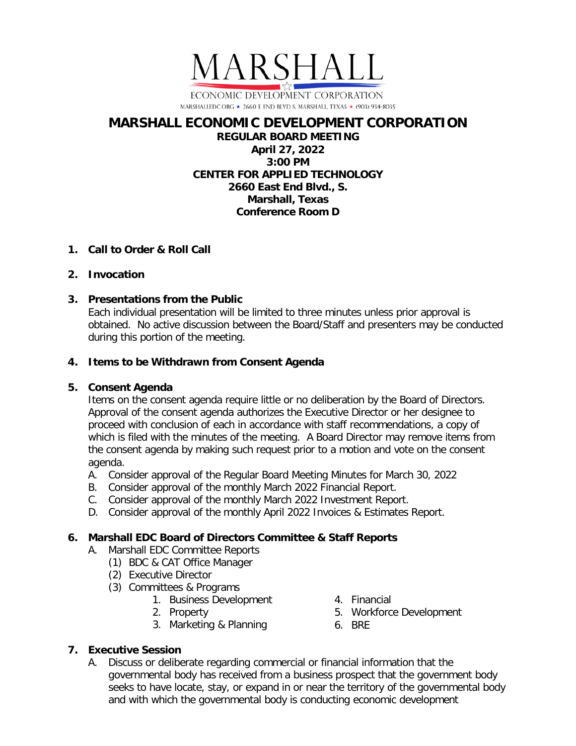MARSHALL

ECONOMIC DEVELOPMENT CORPORATION

MARSHALLEDC.ORG ★ 2660 E END BLVD S. MARSHALL, TEXAS ★ (903) 934-8035

# MARSHALL ECONOMIC DEVELOPMENT CORPORATION

**REGULAR BOARD MEETING**
**April 27, 2022**
**3:00 PM**
**CENTER FOR APPLIED TECHNOLOGY**
**2660 East End Blvd., S.**
**Marshall, Texas**
**Conference Room D**

1. **Call to Order & Roll Call**

2. **Invocation**

3. **Presentations from the Public**
   Each individual presentation will be limited to three minutes unless prior approval is obtained. No active discussion between the Board/Staff and presenters may be conducted during this portion of the meeting.

4. **Items to be Withdrawn from Consent Agenda**

5. **Consent Agenda**
   Items on the consent agenda require little or no deliberation by the Board of Directors. Approval of the consent agenda authorizes the Executive Director or her designee to proceed with conclusion of each in accordance with staff recommendations, a copy of which is filed with the minutes of the meeting. A Board Director may remove items from the consent agenda by making such request prior to a motion and vote on the consent agenda.
   A. Consider approval of the Regular Board Meeting Minutes for March 30, 2022
   B. Consider approval of the monthly March 2022 Financial Report.
   C. Consider approval of the monthly March 2022 Investment Report.
   D. Consider approval of the monthly April 2022 Invoices & Estimates Report.

6. **Marshall EDC Board of Directors Committee & Staff Reports**
   A. Marshall EDC Committee Reports
      (1) BDC & CAT Office Manager
      (2) Executive Director
      (3) Committees & Programs
         1. Business Development
         2. Property
         3. Marketing & Planning
         4. Financial
         5. Workforce Development
         6. BRE

7. **Executive Session**
   A. Discuss or deliberate regarding commercial or financial information that the governmental body has received from a business prospect that the government body seeks to have locate, stay, or expand in or near the territory of the governmental body and with which the governmental body is conducting economic development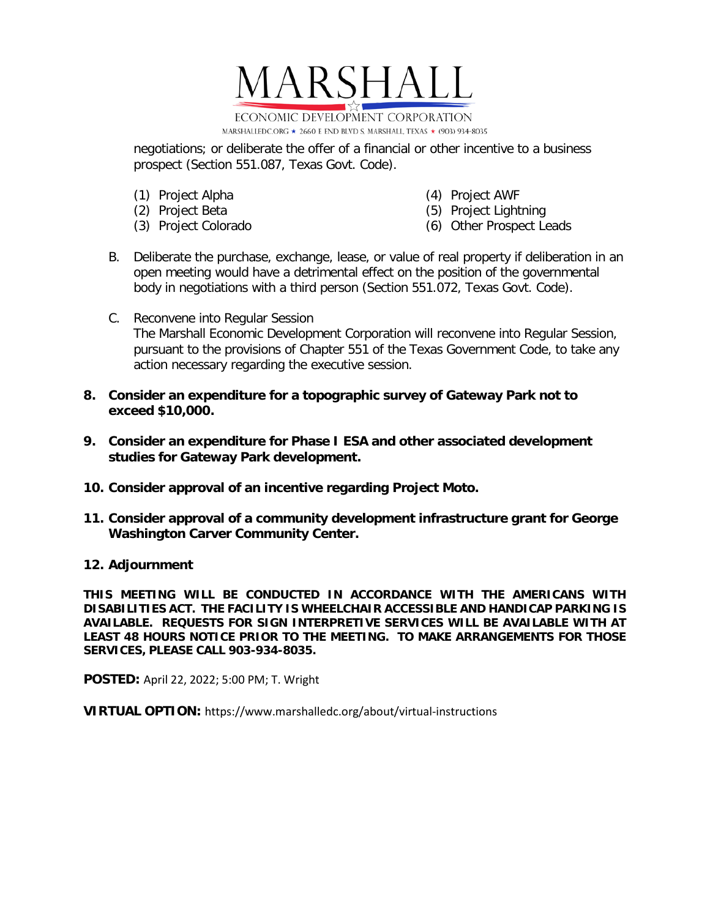negotiations; or deliberate the offer of a financial or other incentive to a business prospect (Section 551.087, Texas Govt. Code).

(1) Project Alpha
(2) Project Beta
(3) Project Colorado
(4) Project AWF
(5) Project Lightning
(6) Other Prospect Leads

B. Deliberate the purchase, exchange, lease, or value of real property if deliberation in an open meeting would have a detrimental effect on the position of the governmental body in negotiations with a third person (Section 551.072, Texas Govt. Code).

C. Reconvene into Regular Session
The Marshall Economic Development Corporation will reconvene into Regular Session, pursuant to the provisions of Chapter 551 of the Texas Government Code, to take any action necessary regarding the executive session.

**8. Consider an expenditure for a topographic survey of Gateway Park not to exceed $10,000.**

**9. Consider an expenditure for Phase I ESA and other associated development studies for Gateway Park development.**

**10. Consider approval of an incentive regarding Project Moto.**

**11. Consider approval of a community development infrastructure grant for George Washington Carver Community Center.**

**12. Adjournment**

**THIS MEETING WILL BE CONDUCTED IN ACCORDANCE WITH THE AMERICANS WITH DISABILITIES ACT. THE FACILITY IS WHEELCHAIR ACCESSIBLE AND HANDICAP PARKING IS AVAILABLE. REQUESTS FOR SIGN INTERPRETIVE SERVICES WILL BE AVAILABLE WITH AT LEAST 48 HOURS NOTICE PRIOR TO THE MEETING. TO MAKE ARRANGEMENTS FOR THOSE SERVICES, PLEASE CALL 903-934-8035.**

**POSTED:** April 22, 2022; 5:00 PM; T. Wright

**VIRTUAL OPTION:** https://www.marshalledc.org/about/virtual-instructions